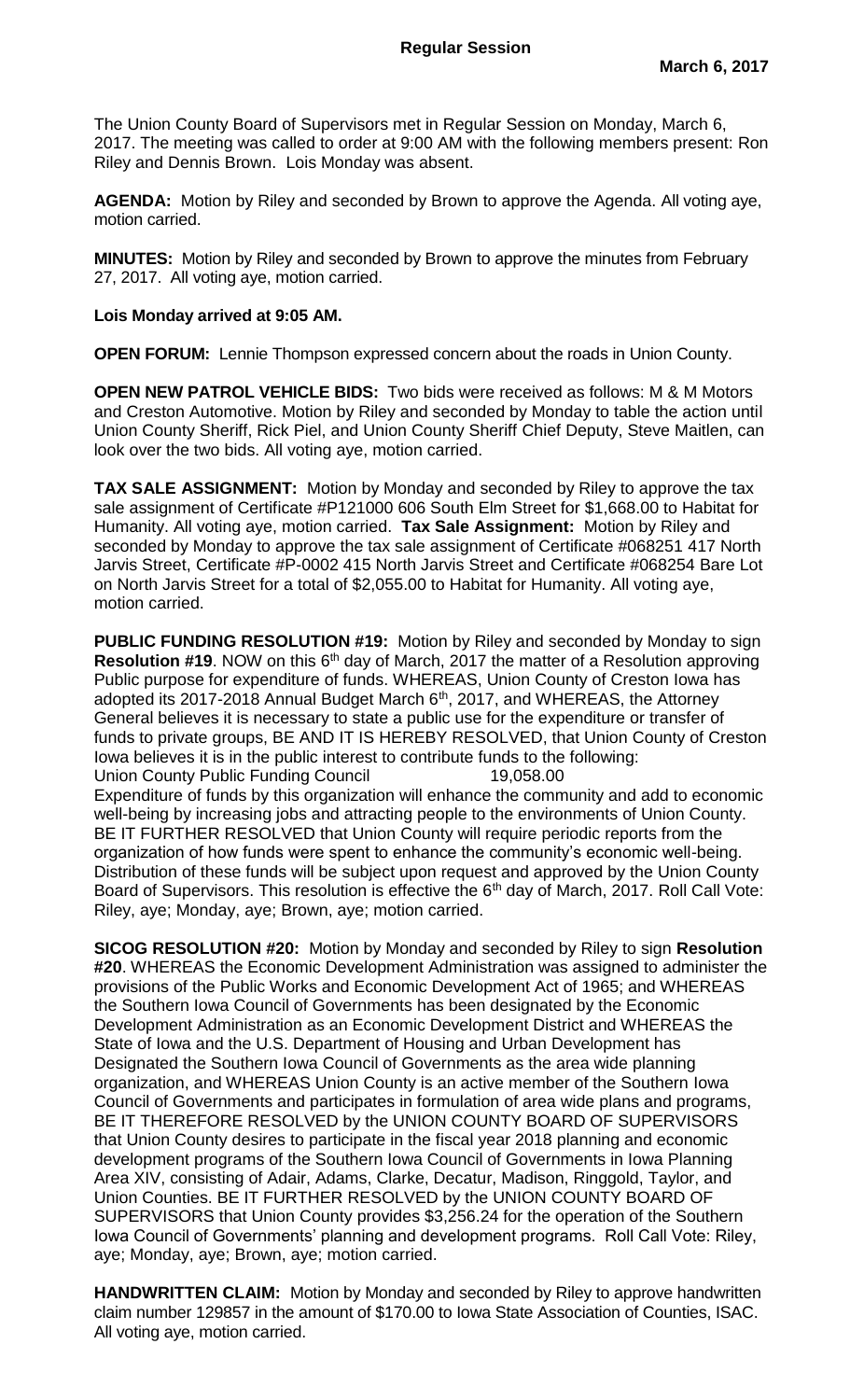**Regular Session**

**March 6, 2017**

The Union County Board of Supervisors met in Regular Session on Monday, March 6, 2017. The meeting was called to order at 9:00 AM with the following members present: Ron Riley and Dennis Brown. Lois Monday was absent.

**AGENDA:** Motion by Riley and seconded by Brown to approve the Agenda. All voting aye, motion carried.

**MINUTES:** Motion by Riley and seconded by Brown to approve the minutes from February 27, 2017. All voting aye, motion carried.

**Lois Monday arrived at 9:05 AM.**

**OPEN FORUM:** Lennie Thompson expressed concern about the roads in Union County.

**OPEN NEW PATROL VEHICLE BIDS:** Two bids were received as follows: M & M Motors and Creston Automotive. Motion by Riley and seconded by Monday to table the action until Union County Sheriff, Rick Piel, and Union County Sheriff Chief Deputy, Steve Maitlen, can look over the two bids. All voting aye, motion carried.

**TAX SALE ASSIGNMENT:** Motion by Monday and seconded by Riley to approve the tax sale assignment of Certificate #P121000 606 South Elm Street for $1,668.00 to Habitat for Humanity. All voting aye, motion carried. **Tax Sale Assignment:** Motion by Riley and seconded by Monday to approve the tax sale assignment of Certificate #068251 417 North Jarvis Street, Certificate #P-0002 415 North Jarvis Street and Certificate #068254 Bare Lot on North Jarvis Street for a total of $2,055.00 to Habitat for Humanity. All voting aye, motion carried.

**PUBLIC FUNDING RESOLUTION #19:** Motion by Riley and seconded by Monday to sign **Resolution #19**. NOW on this 6th day of March, 2017 the matter of a Resolution approving Public purpose for expenditure of funds. WHEREAS, Union County of Creston Iowa has adopted its 2017-2018 Annual Budget March 6th, 2017, and WHEREAS, the Attorney General believes it is necessary to state a public use for the expenditure or transfer of funds to private groups, BE AND IT IS HEREBY RESOLVED, that Union County of Creston Iowa believes it is in the public interest to contribute funds to the following:
Union County Public Funding Council 19,058.00
Expenditure of funds by this organization will enhance the community and add to economic well-being by increasing jobs and attracting people to the environments of Union County. BE IT FURTHER RESOLVED that Union County will require periodic reports from the organization of how funds were spent to enhance the community's economic well-being. Distribution of these funds will be subject upon request and approved by the Union County Board of Supervisors. This resolution is effective the 6th day of March, 2017. Roll Call Vote: Riley, aye; Monday, aye; Brown, aye; motion carried.

**SICOG RESOLUTION #20:** Motion by Monday and seconded by Riley to sign **Resolution #20**. WHEREAS the Economic Development Administration was assigned to administer the provisions of the Public Works and Economic Development Act of 1965; and WHEREAS the Southern Iowa Council of Governments has been designated by the Economic Development Administration as an Economic Development District and WHEREAS the State of Iowa and the U.S. Department of Housing and Urban Development has Designated the Southern Iowa Council of Governments as the area wide planning organization, and WHEREAS Union County is an active member of the Southern Iowa Council of Governments and participates in formulation of area wide plans and programs, BE IT THEREFORE RESOLVED by the UNION COUNTY BOARD OF SUPERVISORS that Union County desires to participate in the fiscal year 2018 planning and economic development programs of the Southern Iowa Council of Governments in Iowa Planning Area XIV, consisting of Adair, Adams, Clarke, Decatur, Madison, Ringgold, Taylor, and Union Counties. BE IT FURTHER RESOLVED by the UNION COUNTY BOARD OF SUPERVISORS that Union County provides $3,256.24 for the operation of the Southern Iowa Council of Governments' planning and development programs. Roll Call Vote: Riley, aye; Monday, aye; Brown, aye; motion carried.

**HANDWRITTEN CLAIM:** Motion by Monday and seconded by Riley to approve handwritten claim number 129857 in the amount of $170.00 to Iowa State Association of Counties, ISAC. All voting aye, motion carried.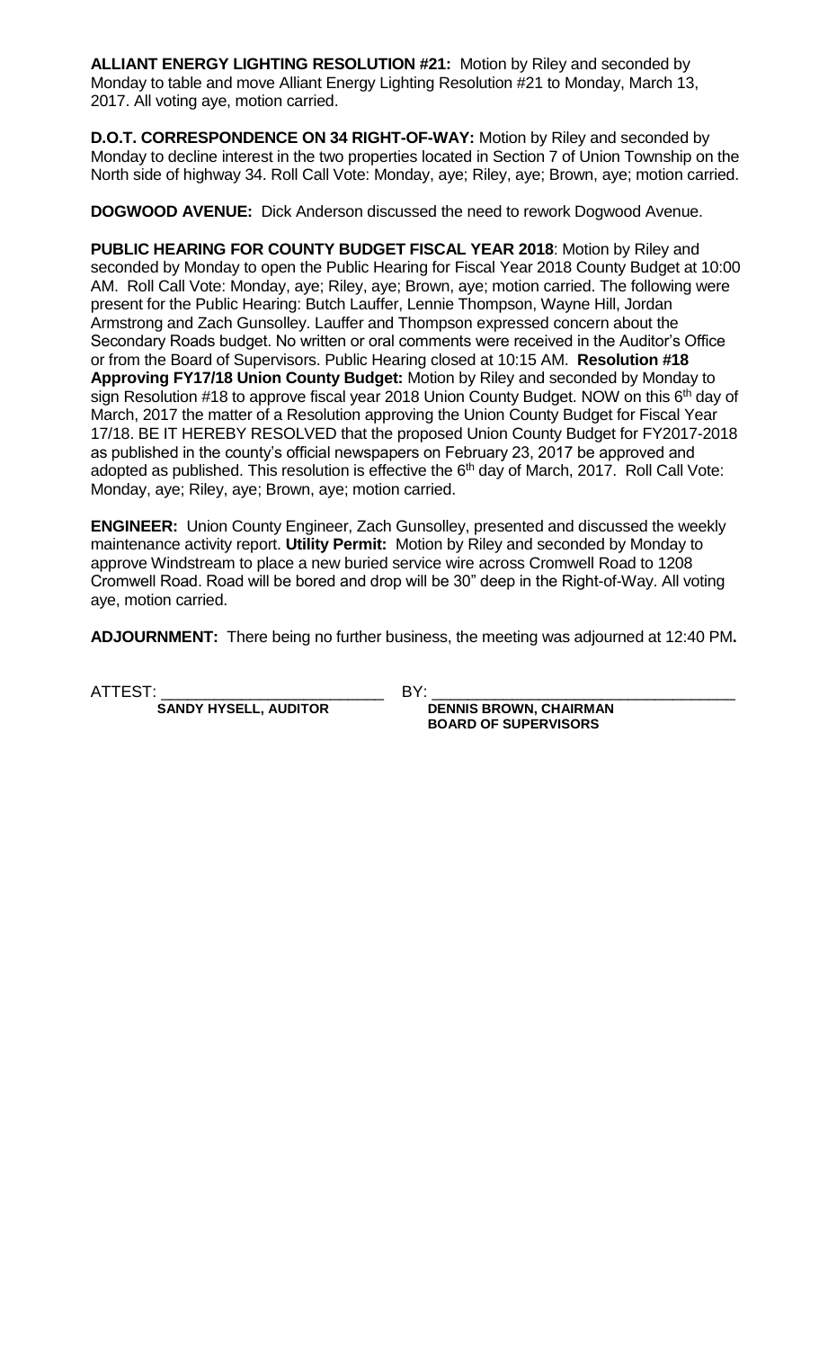**ALLIANT ENERGY LIGHTING RESOLUTION #21:** Motion by Riley and seconded by Monday to table and move Alliant Energy Lighting Resolution #21 to Monday, March 13, 2017. All voting aye, motion carried.

**D.O.T. CORRESPONDENCE ON 34 RIGHT-OF-WAY:** Motion by Riley and seconded by Monday to decline interest in the two properties located in Section 7 of Union Township on the North side of highway 34. Roll Call Vote: Monday, aye; Riley, aye; Brown, aye; motion carried.

**DOGWOOD AVENUE:** Dick Anderson discussed the need to rework Dogwood Avenue.

**PUBLIC HEARING FOR COUNTY BUDGET FISCAL YEAR 2018**: Motion by Riley and seconded by Monday to open the Public Hearing for Fiscal Year 2018 County Budget at 10:00 AM. Roll Call Vote: Monday, aye; Riley, aye; Brown, aye; motion carried. The following were present for the Public Hearing: Butch Lauffer, Lennie Thompson, Wayne Hill, Jordan Armstrong and Zach Gunsolley. Lauffer and Thompson expressed concern about the Secondary Roads budget. No written or oral comments were received in the Auditor's Office or from the Board of Supervisors. Public Hearing closed at 10:15 AM. **Resolution #18 Approving FY17/18 Union County Budget:** Motion by Riley and seconded by Monday to sign Resolution #18 to approve fiscal year 2018 Union County Budget. NOW on this 6th day of March, 2017 the matter of a Resolution approving the Union County Budget for Fiscal Year 17/18. BE IT HEREBY RESOLVED that the proposed Union County Budget for FY2017-2018 as published in the county's official newspapers on February 23, 2017 be approved and adopted as published. This resolution is effective the 6th day of March, 2017. Roll Call Vote: Monday, aye; Riley, aye; Brown, aye; motion carried.

**ENGINEER:** Union County Engineer, Zach Gunsolley, presented and discussed the weekly maintenance activity report. **Utility Permit:** Motion by Riley and seconded by Monday to approve Windstream to place a new buried service wire across Cromwell Road to 1208 Cromwell Road. Road will be bored and drop will be 30" deep in the Right-of-Way. All voting aye, motion carried.

**ADJOURNMENT:** There being no further business, the meeting was adjourned at 12:40 PM**.**

ATTEST: ___________________________ BY: ___________________________________

**SANDY HYSELL, AUDITOR** **DENNIS BROWN, CHAIRMAN**
**BOARD OF SUPERVISORS**